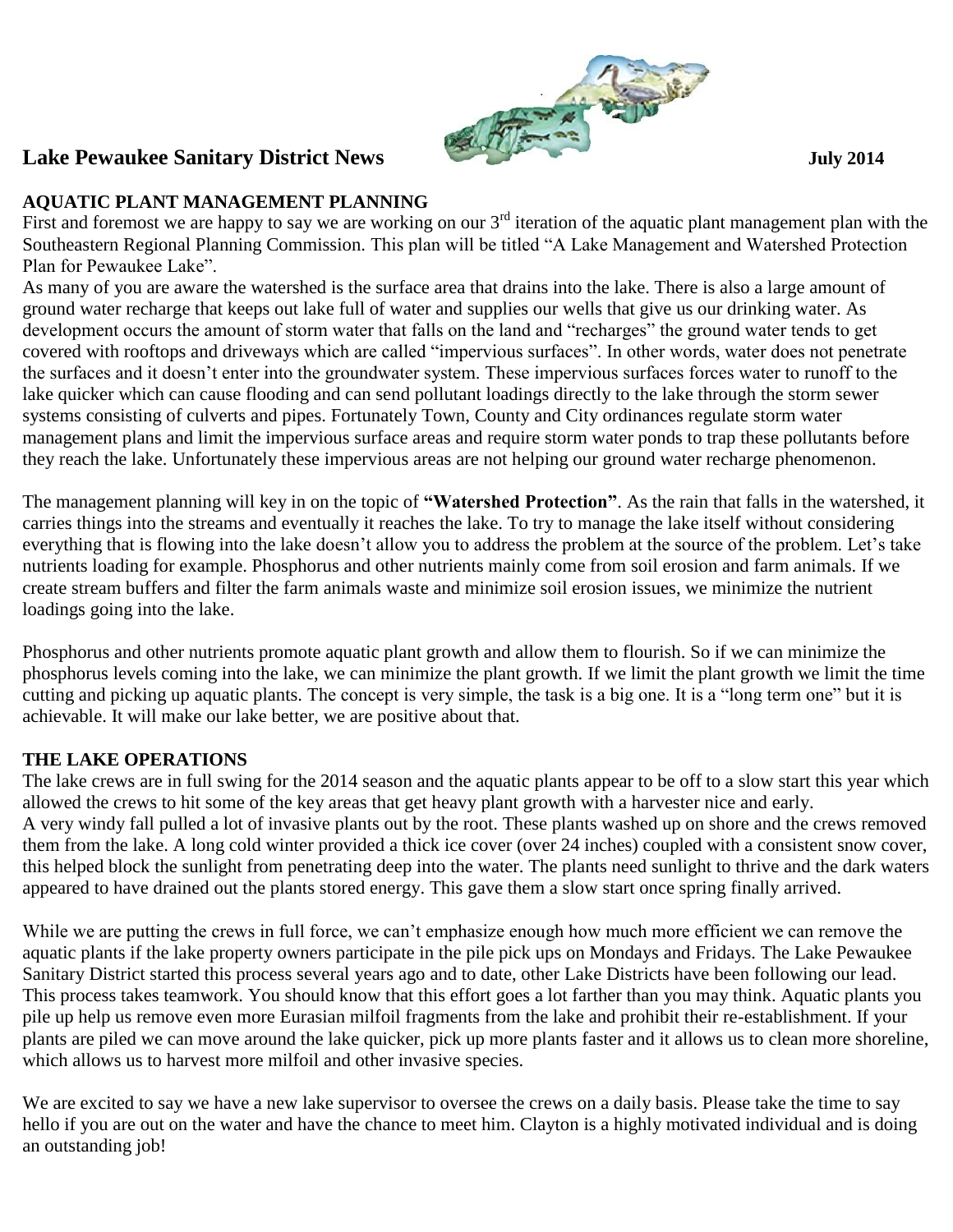# Lake Pewaukee Sanitary District News

July 2014

## AQUATIC PLANT MANAGEMENT PLANNING

First and foremost we are happy to say we are working on our 3rd iteration of the aquatic plant management plan with the Southeastern Regional Planning Commission. This plan will be titled "A Lake Management and Watershed Protection Plan for Pewaukee Lake".

As many of you are aware the watershed is the surface area that drains into the lake. There is also a large amount of ground water recharge that keeps out lake full of water and supplies our wells that give us our drinking water. As development occurs the amount of storm water that falls on the land and "recharges" the ground water tends to get covered with rooftops and driveways which are called "impervious surfaces". In other words, water does not penetrate the surfaces and it doesn't enter into the groundwater system. These impervious surfaces forces water to runoff to the lake quicker which can cause flooding and can send pollutant loadings directly to the lake through the storm sewer systems consisting of culverts and pipes. Fortunately Town, County and City ordinances regulate storm water management plans and limit the impervious surface areas and require storm water ponds to trap these pollutants before they reach the lake. Unfortunately these impervious areas are not helping our ground water recharge phenomenon.

The management planning will key in on the topic of **"Watershed Protection"**. As the rain that falls in the watershed, it carries things into the streams and eventually it reaches the lake. To try to manage the lake itself without considering everything that is flowing into the lake doesn't allow you to address the problem at the source of the problem. Let's take nutrients loading for example. Phosphorus and other nutrients mainly come from soil erosion and farm animals. If we create stream buffers and filter the farm animals waste and minimize soil erosion issues, we minimize the nutrient loadings going into the lake.

Phosphorus and other nutrients promote aquatic plant growth and allow them to flourish. So if we can minimize the phosphorus levels coming into the lake, we can minimize the plant growth. If we limit the plant growth we limit the time cutting and picking up aquatic plants. The concept is very simple, the task is a big one. It is a "long term one" but it is achievable. It will make our lake better, we are positive about that.

## THE LAKE OPERATIONS

The lake crews are in full swing for the 2014 season and the aquatic plants appear to be off to a slow start this year which allowed the crews to hit some of the key areas that get heavy plant growth with a harvester nice and early.

A very windy fall pulled a lot of invasive plants out by the root. These plants washed up on shore and the crews removed them from the lake. A long cold winter provided a thick ice cover (over 24 inches) coupled with a consistent snow cover, this helped block the sunlight from penetrating deep into the water. The plants need sunlight to thrive and the dark waters appeared to have drained out the plants stored energy. This gave them a slow start once spring finally arrived.

While we are putting the crews in full force, we can't emphasize enough how much more efficient we can remove the aquatic plants if the lake property owners participate in the pile pick ups on Mondays and Fridays. The Lake Pewaukee Sanitary District started this process several years ago and to date, other Lake Districts have been following our lead. This process takes teamwork. You should know that this effort goes a lot farther than you may think. Aquatic plants you pile up help us remove even more Eurasian milfoil fragments from the lake and prohibit their re-establishment. If your plants are piled we can move around the lake quicker, pick up more plants faster and it allows us to clean more shoreline, which allows us to harvest more milfoil and other invasive species.

We are excited to say we have a new lake supervisor to oversee the crews on a daily basis. Please take the time to say hello if you are out on the water and have the chance to meet him. Clayton is a highly motivated individual and is doing an outstanding job!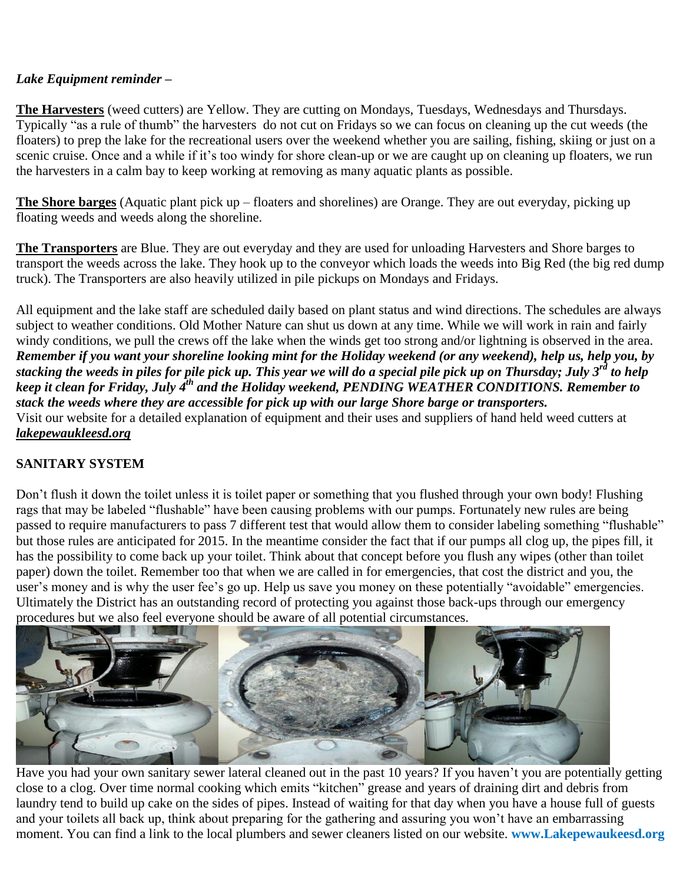*Lake Equipment reminder –*

**The Harvesters** (weed cutters) are Yellow. They are cutting on Mondays, Tuesdays, Wednesdays and Thursdays. Typically "as a rule of thumb" the harvesters do not cut on Fridays so we can focus on cleaning up the cut weeds (the floaters) to prep the lake for the recreational users over the weekend whether you are sailing, fishing, skiing or just on a scenic cruise. Once and a while if it's too windy for shore clean-up or we are caught up on cleaning up floaters, we run the harvesters in a calm bay to keep working at removing as many aquatic plants as possible.

**The Shore barges** (Aquatic plant pick up – floaters and shorelines) are Orange. They are out everyday, picking up floating weeds and weeds along the shoreline.

**The Transporters** are Blue. They are out everyday and they are used for unloading Harvesters and Shore barges to transport the weeds across the lake. They hook up to the conveyor which loads the weeds into Big Red (the big red dump truck). The Transporters are also heavily utilized in pile pickups on Mondays and Fridays.

All equipment and the lake staff are scheduled daily based on plant status and wind directions. The schedules are always subject to weather conditions. Old Mother Nature can shut us down at any time. While we will work in rain and fairly windy conditions, we pull the crews off the lake when the winds get too strong and/or lightning is observed in the area. ***Remember if you want your shoreline looking mint for the Holiday weekend (or any weekend), help us, help you, by stacking the weeds in piles for pile pick up. This year we will do a special pile pick up on Thursday; July 3rd to help keep it clean for Friday, July 4th and the Holiday weekend, PENDING WEATHER CONDITIONS. Remember to stack the weeds where they are accessible for pick up with our large Shore barge or transporters.***
Visit our website for a detailed explanation of equipment and their uses and suppliers of hand held weed cutters at ***lakepewaukleesd.org***

**SANITARY SYSTEM**

Don't flush it down the toilet unless it is toilet paper or something that you flushed through your own body! Flushing rags that may be labeled "flushable" have been causing problems with our pumps. Fortunately new rules are being passed to require manufacturers to pass 7 different test that would allow them to consider labeling something "flushable" but those rules are anticipated for 2015. In the meantime consider the fact that if our pumps all clog up, the pipes fill, it has the possibility to come back up your toilet. Think about that concept before you flush any wipes (other than toilet paper) down the toilet. Remember too that when we are called in for emergencies, that cost the district and you, the user's money and is why the user fee's go up. Help us save you money on these potentially "avoidable" emergencies. Ultimately the District has an outstanding record of protecting you against those back-ups through our emergency procedures but we also feel everyone should be aware of all potential circumstances.

Have you had your own sanitary sewer lateral cleaned out in the past 10 years? If you haven't you are potentially getting close to a clog. Over time normal cooking which emits "kitchen" grease and years of draining dirt and debris from laundry tend to build up cake on the sides of pipes. Instead of waiting for that day when you have a house full of guests and your toilets all back up, think about preparing for the gathering and assuring you won't have an embarrassing moment. You can find a link to the local plumbers and sewer cleaners listed on our website. **www.Lakepewaukeesd.org**